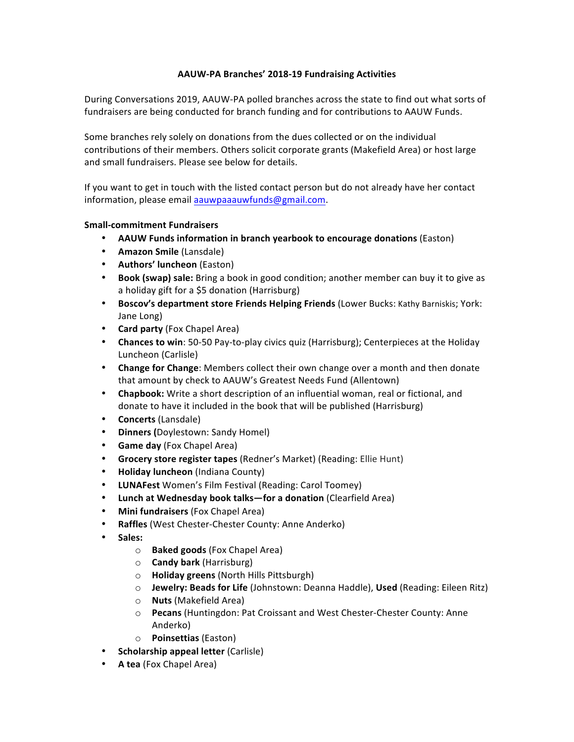# AAUW-PA Branches' 2018-19 Fundraising Activities

During Conversations 2019, AAUW-PA polled branches across the state to find out what sorts of fundraisers are being conducted for branch funding and for contributions to AAUW Funds.

Some branches rely solely on donations from the dues collected or on the individual contributions of their members. Others solicit corporate grants (Makefield Area) or host large and small fundraisers. Please see below for details.

If you want to get in touch with the listed contact person but do not already have her contact information, please email aauwpaaauwfunds@gmail.com.

## Small-commitment Fundraisers

- **AAUW Funds information in branch yearbook to encourage donations** (Easton)
- **Amazon Smile** (Lansdale)
- **Authors' luncheon** (Easton)
- **Book (swap) sale:** Bring a book in good condition; another member can buy it to give as a holiday gift for a $5 donation (Harrisburg)
- **Boscov's department store Friends Helping Friends** (Lower Bucks: Kathy Barniskis; York: Jane Long)
- **Card party** (Fox Chapel Area)
- **Chances to win**: 50-50 Pay-to-play civics quiz (Harrisburg); Centerpieces at the Holiday Luncheon (Carlisle)
- **Change for Change**: Members collect their own change over a month and then donate that amount by check to AAUW's Greatest Needs Fund (Allentown)
- **Chapbook:** Write a short description of an influential woman, real or fictional, and donate to have it included in the book that will be published (Harrisburg)
- **Concerts** (Lansdale)
- **Dinners (**Doylestown: Sandy Homel)
- **Game day** (Fox Chapel Area)
- **Grocery store register tapes** (Redner's Market) (Reading: Ellie Hunt)
- **Holiday luncheon** (Indiana County)
- **LUNAFest** Women's Film Festival (Reading: Carol Toomey)
- **Lunch at Wednesday book talks—for a donation** (Clearfield Area)
- **Mini fundraisers** (Fox Chapel Area)
- **Raffles** (West Chester-Chester County: Anne Anderko)
- **Sales:**
  - **Baked goods** (Fox Chapel Area)
  - **Candy bark** (Harrisburg)
  - **Holiday greens** (North Hills Pittsburgh)
  - **Jewelry: Beads for Life** (Johnstown: Deanna Haddle), **Used** (Reading: Eileen Ritz)
  - **Nuts** (Makefield Area)
  - **Pecans** (Huntingdon: Pat Croissant and West Chester-Chester County: Anne Anderko)
  - **Poinsettias** (Easton)
- **Scholarship appeal letter** (Carlisle)
- **A tea** (Fox Chapel Area)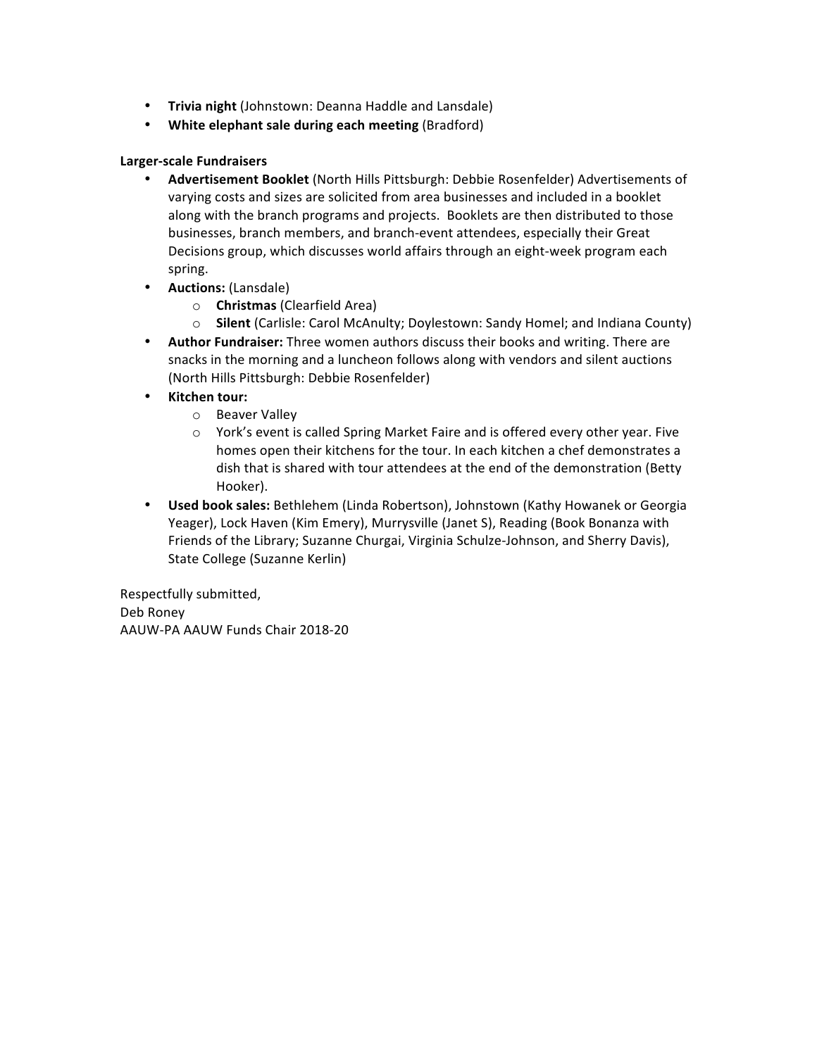- **Trivia night** (Johnstown: Deanna Haddle and Lansdale)
- **White elephant sale during each meeting** (Bradford)

**Larger-scale Fundraisers**

- **Advertisement Booklet** (North Hills Pittsburgh: Debbie Rosenfelder) Advertisements of varying costs and sizes are solicited from area businesses and included in a booklet along with the branch programs and projects. Booklets are then distributed to those businesses, branch members, and branch-event attendees, especially their Great Decisions group, which discusses world affairs through an eight-week program each spring.
- **Auctions:** (Lansdale)
  - **Christmas** (Clearfield Area)
  - **Silent** (Carlisle: Carol McAnulty; Doylestown: Sandy Homel; and Indiana County)
- **Author Fundraiser:** Three women authors discuss their books and writing. There are snacks in the morning and a luncheon follows along with vendors and silent auctions (North Hills Pittsburgh: Debbie Rosenfelder)
- **Kitchen tour:**
  - Beaver Valley
  - York's event is called Spring Market Faire and is offered every other year. Five homes open their kitchens for the tour. In each kitchen a chef demonstrates a dish that is shared with tour attendees at the end of the demonstration (Betty Hooker).
- **Used book sales:** Bethlehem (Linda Robertson), Johnstown (Kathy Howanek or Georgia Yeager), Lock Haven (Kim Emery), Murrysville (Janet S), Reading (Book Bonanza with Friends of the Library; Suzanne Churgai, Virginia Schulze-Johnson, and Sherry Davis), State College (Suzanne Kerlin)

Respectfully submitted,
Deb Roney
AAUW-PA AAUW Funds Chair 2018-20